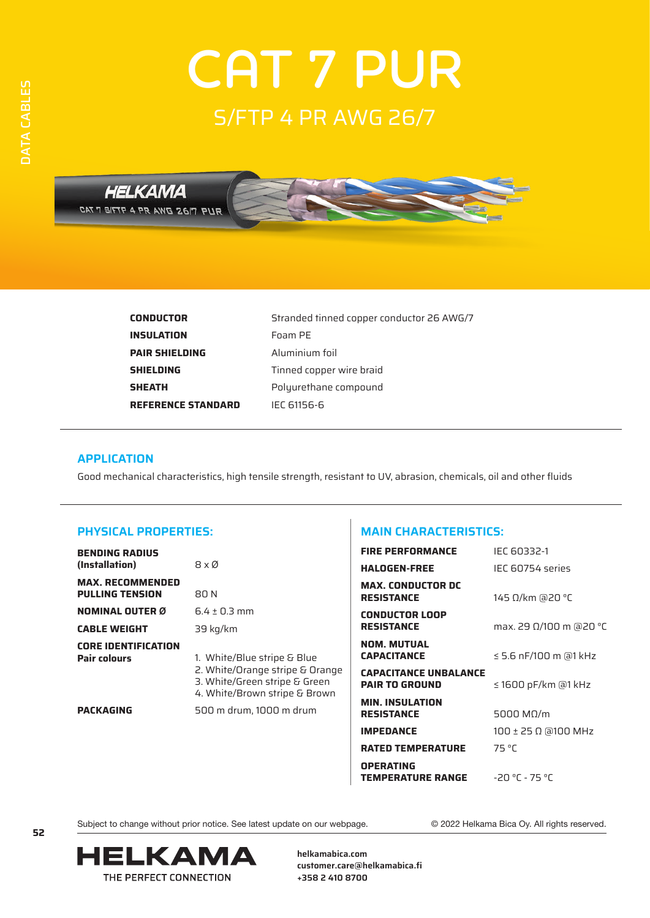# CAT 7 PUR

## S/FTP 4 PR AWG 26/7

| | |
|---|---|
| **CONDUCTOR** | Stranded tinned copper conductor 26 AWG/7 |
| **INSULATION** | Foam PE |
| **PAIR SHIELDING** | Aluminium foil |
| **SHIELDING** | Tinned copper wire braid |
| **SHEATH** | Polyurethane compound |
| **REFERENCE STANDARD** | IEC 61156-6 |

## APPLICATION

Good mechanical characteristics, high tensile strength, resistant to UV, abrasion, chemicals, oil and other fluids

## PHYSICAL PROPERTIES:

| | |
|---|---|
| **BENDING RADIUS (Installation)** | 8 x Ø |
| **MAX. RECOMMENDED PULLING TENSION** | 80 N |
| **NOMINAL OUTER Ø** | 6.4 ± 0.3 mm |
| **CABLE WEIGHT** | 39 kg/km |
| **CORE IDENTIFICATION Pair colours** | 1. White/Blue stripe & Blue<br>2. White/Orange stripe & Orange<br>3. White/Green stripe & Green<br>4. White/Brown stripe & Brown |
| **PACKAGING** | 500 m drum, 1000 m drum |

## MAIN CHARACTERISTICS:

| | |
|---|---|
| **FIRE PERFORMANCE** | IEC 60332-1 |
| **HALOGEN-FREE** | IEC 60754 series |
| **MAX. CONDUCTOR DC RESISTANCE** | 145 Ω/km @20 °C |
| **CONDUCTOR LOOP RESISTANCE** | max. 29 Ω/100 m @20 °C |
| **NOM. MUTUAL CAPACITANCE** | ≤ 5.6 nF/100 m @1 kHz |
| **CAPACITANCE UNBALANCE PAIR TO GROUND** | ≤ 1600 pF/km @1 kHz |
| **MIN. INSULATION RESISTANCE** | 5000 MΩ/m |
| **IMPEDANCE** | 100 ± 25 Ω @100 MHz |
| **RATED TEMPERATURE** | 75 °C |
| **OPERATING TEMPERATURE RANGE** | -20 °C - 75 °C |

Subject to change without prior notice. See latest update on our webpage.

© 2022 Helkama Bica Oy. All rights reserved.

HELKAMA
THE PERFECT CONNECTION

**helkamabica.com**
**customer.care@helkamabica.fi**
**+358 2 410 8700**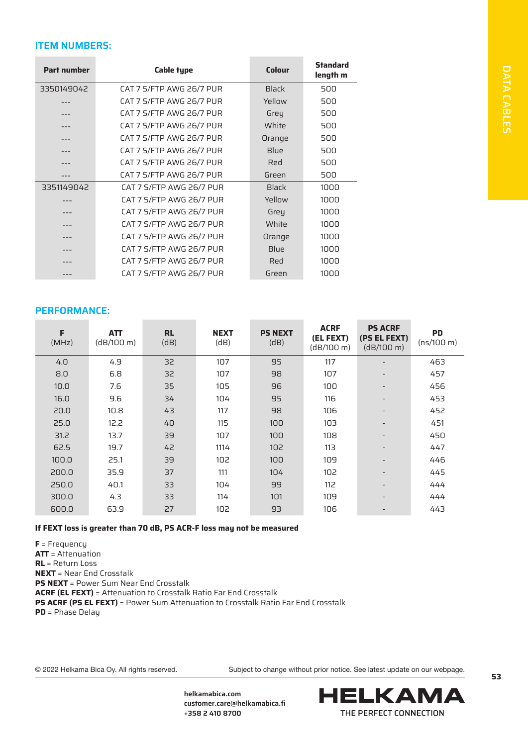## ITEM NUMBERS:

| Part number | Cable type | Colour | Standard length m |
|---|---|---|---|
| 3350149042 | CAT 7 S/FTP AWG 26/7 PUR | Black | 500 |
| --- | CAT 7 S/FTP AWG 26/7 PUR | Yellow | 500 |
| --- | CAT 7 S/FTP AWG 26/7 PUR | Grey | 500 |
| --- | CAT 7 S/FTP AWG 26/7 PUR | White | 500 |
| --- | CAT 7 S/FTP AWG 26/7 PUR | Orange | 500 |
| --- | CAT 7 S/FTP AWG 26/7 PUR | Blue | 500 |
| --- | CAT 7 S/FTP AWG 26/7 PUR | Red | 500 |
| --- | CAT 7 S/FTP AWG 26/7 PUR | Green | 500 |
| 3351149042 | CAT 7 S/FTP AWG 26/7 PUR | Black | 1000 |
| --- | CAT 7 S/FTP AWG 26/7 PUR | Yellow | 1000 |
| --- | CAT 7 S/FTP AWG 26/7 PUR | Grey | 1000 |
| --- | CAT 7 S/FTP AWG 26/7 PUR | White | 1000 |
| --- | CAT 7 S/FTP AWG 26/7 PUR | Orange | 1000 |
| --- | CAT 7 S/FTP AWG 26/7 PUR | Blue | 1000 |
| --- | CAT 7 S/FTP AWG 26/7 PUR | Red | 1000 |
| --- | CAT 7 S/FTP AWG 26/7 PUR | Green | 1000 |

## PERFORMANCE:

| F (MHz) | ATT (dB/100 m) | RL (dB) | NEXT (dB) | PS NEXT (dB) | ACRF (EL FEXT) (dB/100 m) | PS ACRF (PS EL FEXT) (dB/100 m) | PD (ns/100 m) |
|---|---|---|---|---|---|---|---|
| 4.0 | 4.9 | 32 | 107 | 95 | 117 | - | 463 |
| 8.0 | 6.8 | 32 | 107 | 98 | 107 | - | 457 |
| 10.0 | 7.6 | 35 | 105 | 96 | 100 | - | 456 |
| 16.0 | 9.6 | 34 | 104 | 95 | 116 | - | 453 |
| 20.0 | 10.8 | 43 | 117 | 98 | 106 | - | 452 |
| 25.0 | 12.2 | 40 | 115 | 100 | 103 | - | 451 |
| 31.2 | 13.7 | 39 | 107 | 100 | 108 | - | 450 |
| 62.5 | 19.7 | 42 | 1114 | 102 | 113 | - | 447 |
| 100.0 | 25.1 | 39 | 102 | 100 | 109 | - | 446 |
| 200.0 | 35.9 | 37 | 111 | 104 | 102 | - | 445 |
| 250.0 | 40.1 | 33 | 104 | 99 | 112 | - | 444 |
| 300.0 | 4.3 | 33 | 114 | 101 | 109 | - | 444 |
| 600.0 | 63.9 | 27 | 102 | 93 | 106 | - | 443 |

**If FEXT loss is greater than 70 dB, PS ACR-F loss may not be measured**

**F** = Frequency
**ATT** = Attenuation
**RL** = Return Loss
**NEXT** = Near End Crosstalk
**PS NEXT** = Power Sum Near End Crosstalk
**ACRF (EL FEXT)** = Attenuation to Crosstalk Ratio Far End Crosstalk
**PS ACRF (PS EL FEXT)** = Power Sum Attenuation to Crosstalk Ratio Far End Crosstalk
**PD** = Phase Delay

© 2022 Helkama Bica Oy. All rights reserved. Subject to change without prior notice. See latest update on our webpage.

**helkamabica.com**
**customer.care@helkamabica.fi**
**+358 2 410 8700**

**HELKAMA**
THE PERFECT CONNECTION